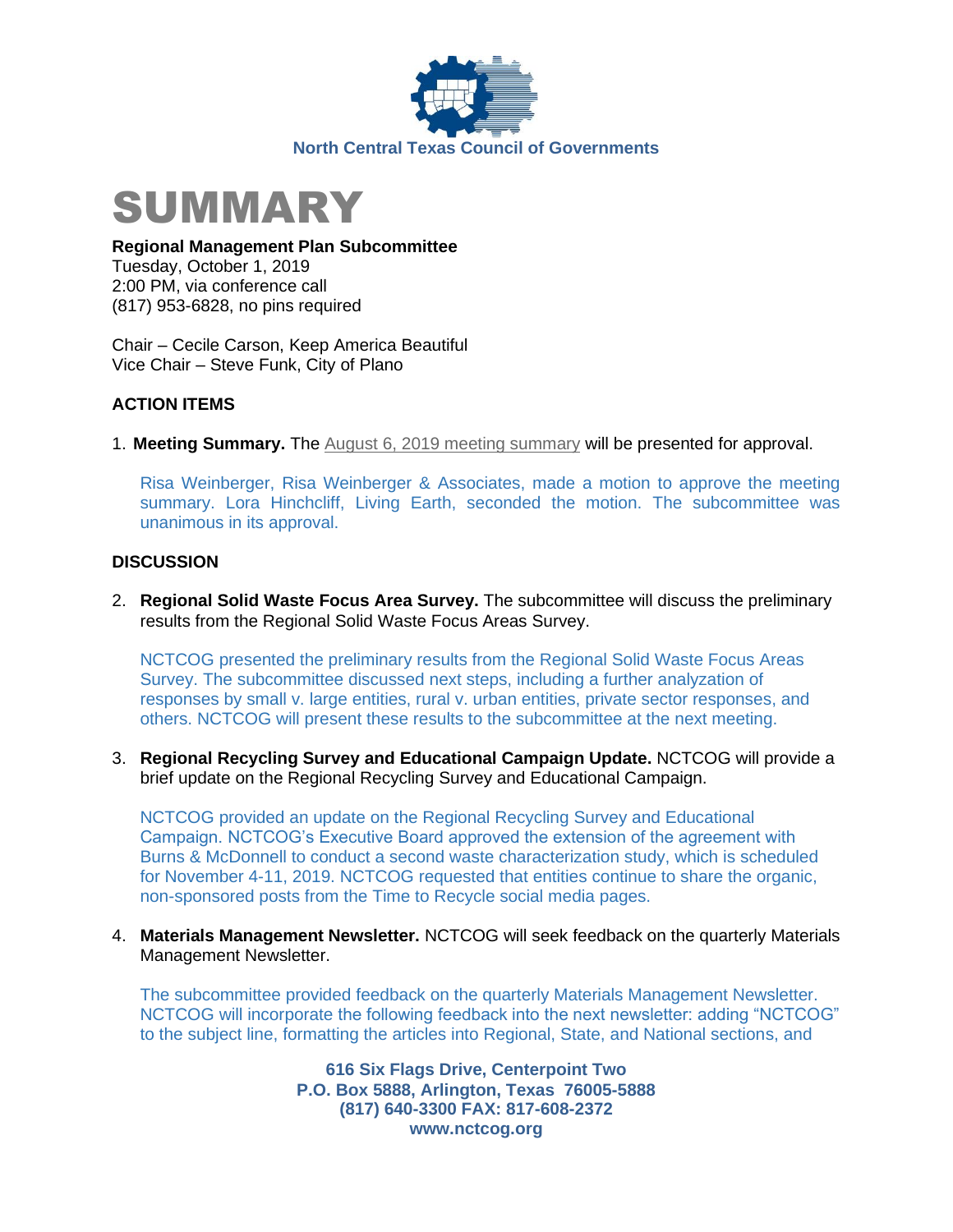North Central Texas Council of Governments

# SUMMARY

**Regional Management Plan Subcommittee**
Tuesday, October 1, 2019
2:00 PM, via conference call
(817) 953-6828, no pins required

Chair – Cecile Carson, Keep America Beautiful
Vice Chair – Steve Funk, City of Plano

## ACTION ITEMS

1. **Meeting Summary.** The August 6, 2019 meeting summary will be presented for approval.

   Risa Weinberger, Risa Weinberger & Associates, made a motion to approve the meeting summary. Lora Hinchcliff, Living Earth, seconded the motion. The subcommittee was unanimous in its approval.

## DISCUSSION

2. **Regional Solid Waste Focus Area Survey.** The subcommittee will discuss the preliminary results from the Regional Solid Waste Focus Areas Survey.

   NCTCOG presented the preliminary results from the Regional Solid Waste Focus Areas Survey. The subcommittee discussed next steps, including a further analyzation of responses by small v. large entities, rural v. urban entities, private sector responses, and others. NCTCOG will present these results to the subcommittee at the next meeting.

3. **Regional Recycling Survey and Educational Campaign Update.** NCTCOG will provide a brief update on the Regional Recycling Survey and Educational Campaign.

   NCTCOG provided an update on the Regional Recycling Survey and Educational Campaign. NCTCOG's Executive Board approved the extension of the agreement with Burns & McDonnell to conduct a second waste characterization study, which is scheduled for November 4-11, 2019. NCTCOG requested that entities continue to share the organic, non-sponsored posts from the Time to Recycle social media pages.

4. **Materials Management Newsletter.** NCTCOG will seek feedback on the quarterly Materials Management Newsletter.

   The subcommittee provided feedback on the quarterly Materials Management Newsletter. NCTCOG will incorporate the following feedback into the next newsletter: adding "NCTCOG" to the subject line, formatting the articles into Regional, State, and National sections, and

**616 Six Flags Drive, Centerpoint Two**
**P.O. Box 5888, Arlington, Texas 76005-5888**
**(817) 640-3300 FAX: 817-608-2372**
**www.nctcog.org**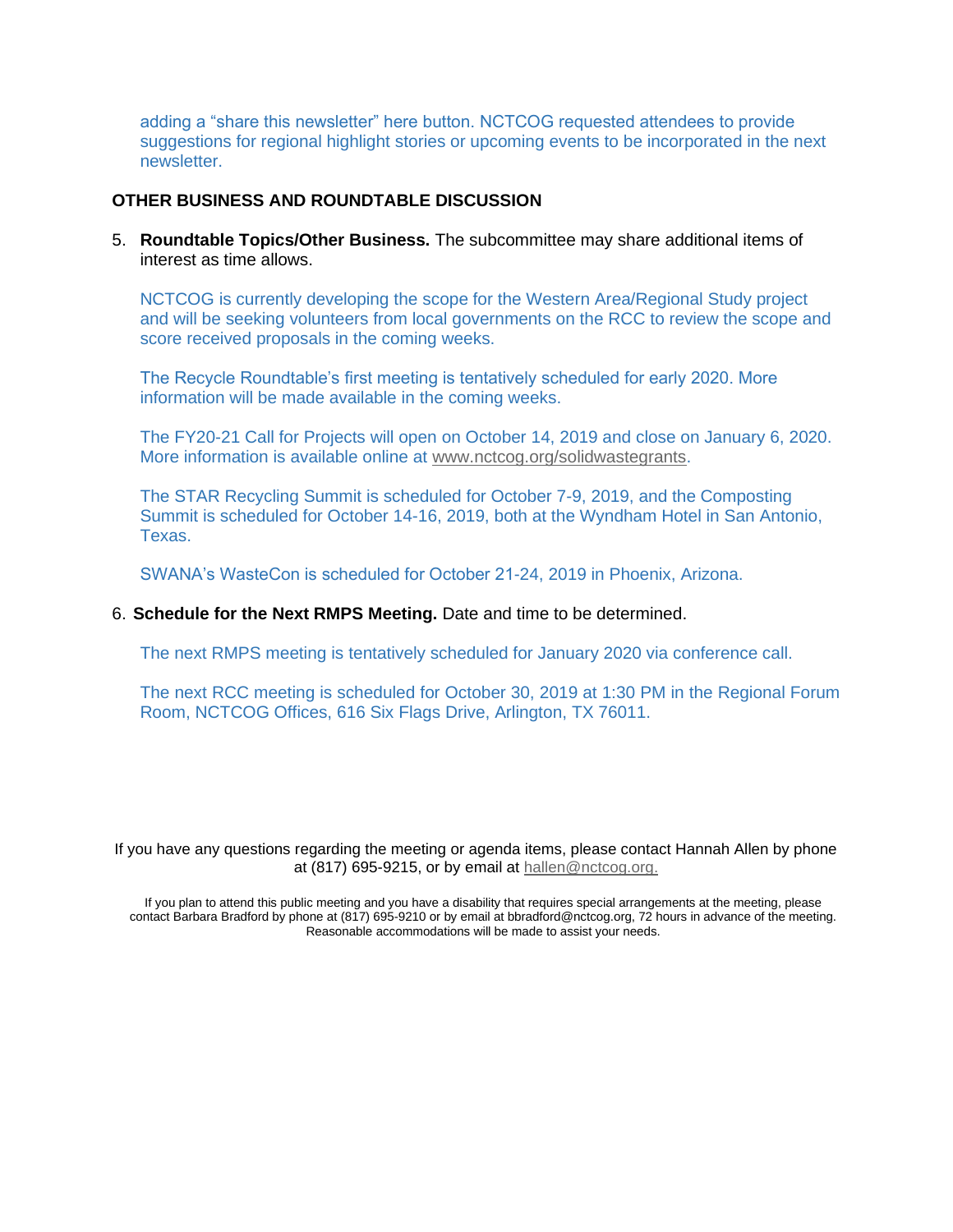adding a "share this newsletter" here button. NCTCOG requested attendees to provide suggestions for regional highlight stories or upcoming events to be incorporated in the next newsletter.

## OTHER BUSINESS AND ROUNDTABLE DISCUSSION

5. **Roundtable Topics/Other Business.** The subcommittee may share additional items of interest as time allows.

   NCTCOG is currently developing the scope for the Western Area/Regional Study project and will be seeking volunteers from local governments on the RCC to review the scope and score received proposals in the coming weeks.

   The Recycle Roundtable's first meeting is tentatively scheduled for early 2020. More information will be made available in the coming weeks.

   The FY20-21 Call for Projects will open on October 14, 2019 and close on January 6, 2020. More information is available online at www.nctcog.org/solidwastegrants.

   The STAR Recycling Summit is scheduled for October 7-9, 2019, and the Composting Summit is scheduled for October 14-16, 2019, both at the Wyndham Hotel in San Antonio, Texas.

   SWANA's WasteCon is scheduled for October 21-24, 2019 in Phoenix, Arizona.

6. **Schedule for the Next RMPS Meeting.** Date and time to be determined.

   The next RMPS meeting is tentatively scheduled for January 2020 via conference call.

   The next RCC meeting is scheduled for October 30, 2019 at 1:30 PM in the Regional Forum Room, NCTCOG Offices, 616 Six Flags Drive, Arlington, TX 76011.

If you have any questions regarding the meeting or agenda items, please contact Hannah Allen by phone at (817) 695-9215, or by email at hallen@nctcog.org.

If you plan to attend this public meeting and you have a disability that requires special arrangements at the meeting, please contact Barbara Bradford by phone at (817) 695-9210 or by email at bbradford@nctcog.org, 72 hours in advance of the meeting. Reasonable accommodations will be made to assist your needs.